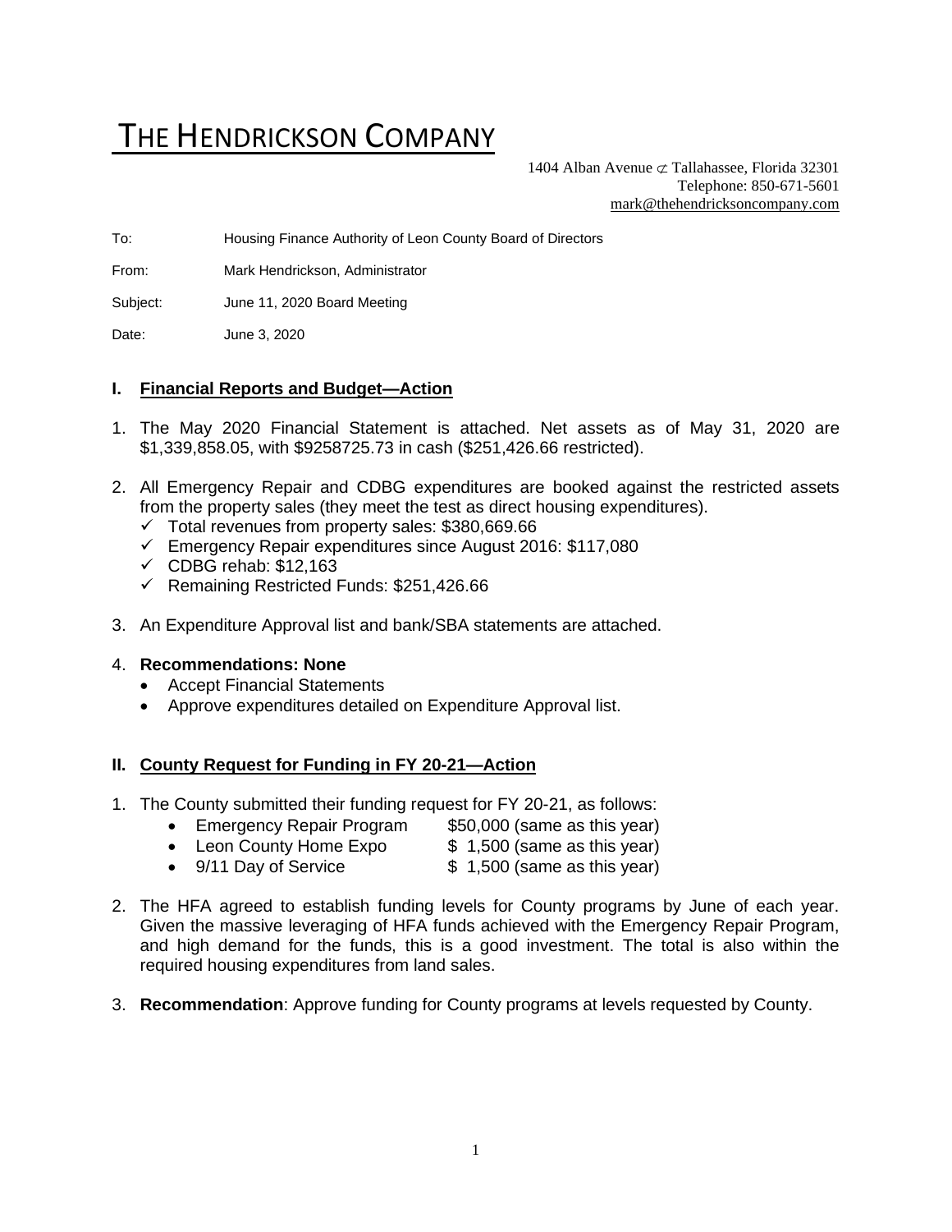# THE HENDRICKSON COMPANY

1404 Alban Avenue ⊄ Tallahassee, Florida 32301
Telephone: 850-671-5601
mark@thehendricksoncompany.com

To: Housing Finance Authority of Leon County Board of Directors

From: Mark Hendrickson, Administrator

Subject: June 11, 2020 Board Meeting

Date: June 3, 2020

## I. Financial Reports and Budget—Action

1. The May 2020 Financial Statement is attached. Net assets as of May 31, 2020 are $1,339,858.05, with $9258725.73 in cash ($251,426.66 restricted).

2. All Emergency Repair and CDBG expenditures are booked against the restricted assets from the property sales (they meet the test as direct housing expenditures).
   - ✓ Total revenues from property sales: $380,669.66
   - ✓ Emergency Repair expenditures since August 2016: $117,080
   - ✓ CDBG rehab: $12,163
   - ✓ Remaining Restricted Funds: $251,426.66

3. An Expenditure Approval list and bank/SBA statements are attached.

4. **Recommendations: None**
   - Accept Financial Statements
   - Approve expenditures detailed on Expenditure Approval list.

## II. County Request for Funding in FY 20-21—Action

1. The County submitted their funding request for FY 20-21, as follows:
   - Emergency Repair Program $50,000 (same as this year)
   - Leon County Home Expo $ 1,500 (same as this year)
   - 9/11 Day of Service $ 1,500 (same as this year)

2. The HFA agreed to establish funding levels for County programs by June of each year. Given the massive leveraging of HFA funds achieved with the Emergency Repair Program, and high demand for the funds, this is a good investment. The total is also within the required housing expenditures from land sales.

3. **Recommendation**: Approve funding for County programs at levels requested by County.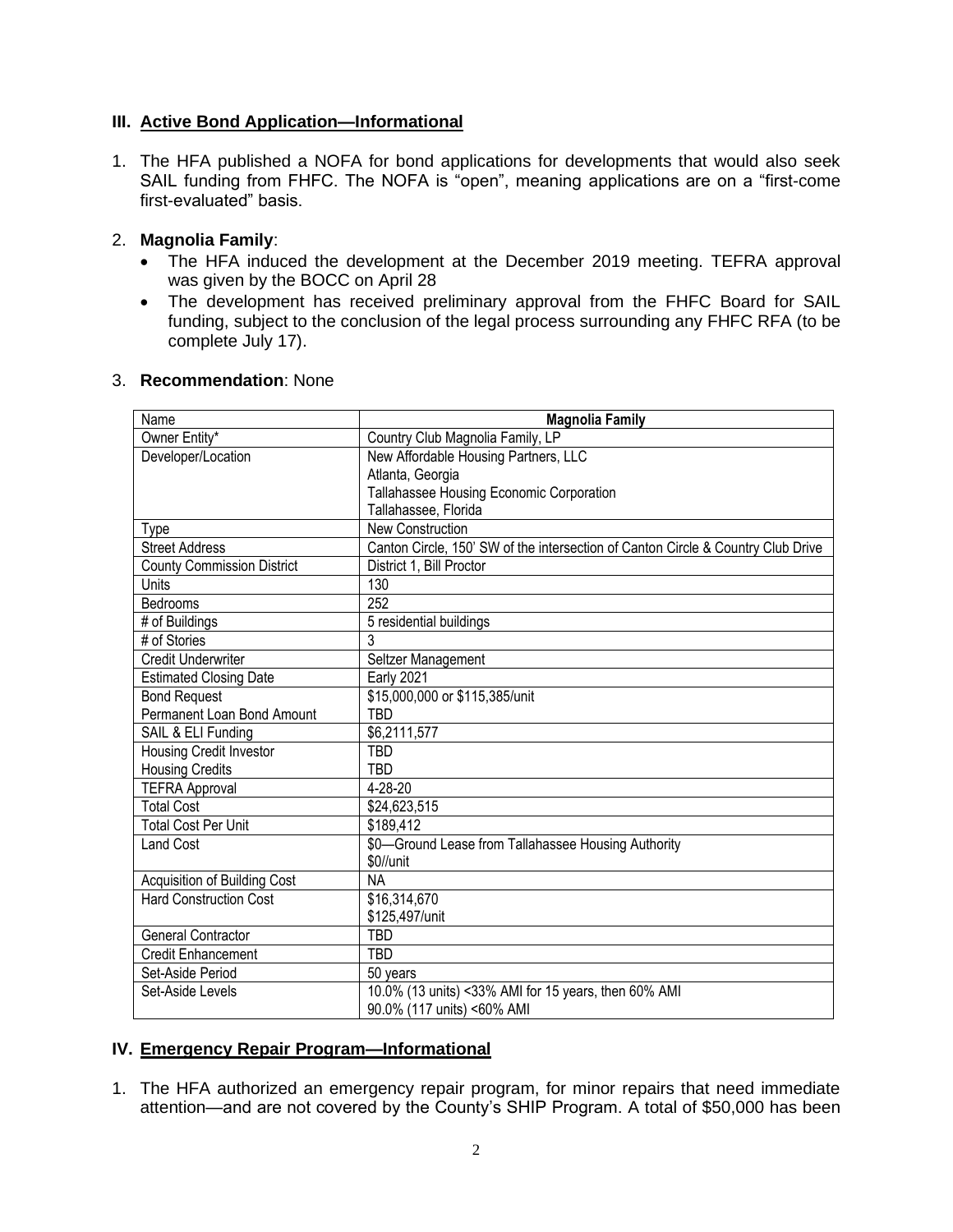## III. Active Bond Application—Informational

1. The HFA published a NOFA for bond applications for developments that would also seek SAIL funding from FHFC. The NOFA is "open", meaning applications are on a "first-come first-evaluated" basis.

2. **Magnolia Family**:
   - The HFA induced the development at the December 2019 meeting. TEFRA approval was given by the BOCC on April 28
   - The development has received preliminary approval from the FHFC Board for SAIL funding, subject to the conclusion of the legal process surrounding any FHFC RFA (to be complete July 17).

3. **Recommendation**: None

| Name | **Magnolia Family** |
|---|---|
| Owner Entity* | Country Club Magnolia Family, LP |
| Developer/Location | New Affordable Housing Partners, LLC<br>Atlanta, Georgia<br>Tallahassee Housing Economic Corporation<br>Tallahassee, Florida |
| Type | New Construction |
| Street Address | Canton Circle, 150' SW of the intersection of Canton Circle & Country Club Drive |
| County Commission District | District 1, Bill Proctor |
| Units | 130 |
| Bedrooms | 252 |
| # of Buildings | 5 residential buildings |
| # of Stories | 3 |
| Credit Underwriter | Seltzer Management |
| Estimated Closing Date | Early 2021 |
| Bond Request<br>Permanent Loan Bond Amount | \$15,000,000 or \$115,385/unit<br>TBD |
| SAIL & ELI Funding | \$6,2111,577 |
| Housing Credit Investor<br>Housing Credits | TBD<br>TBD |
| TEFRA Approval | 4-28-20 |
| Total Cost | \$24,623,515 |
| Total Cost Per Unit | \$189,412 |
| Land Cost | \$0—Ground Lease from Tallahassee Housing Authority<br>\$0//unit |
| Acquisition of Building Cost | NA |
| Hard Construction Cost | \$16,314,670<br>\$125,497/unit |
| General Contractor | TBD |
| Credit Enhancement | TBD |
| Set-Aside Period | 50 years |
| Set-Aside Levels | 10.0% (13 units) <33% AMI for 15 years, then 60% AMI<br>90.0% (117 units) <60% AMI |

## IV. Emergency Repair Program—Informational

1. The HFA authorized an emergency repair program, for minor repairs that need immediate attention—and are not covered by the County's SHIP Program. A total of \$50,000 has been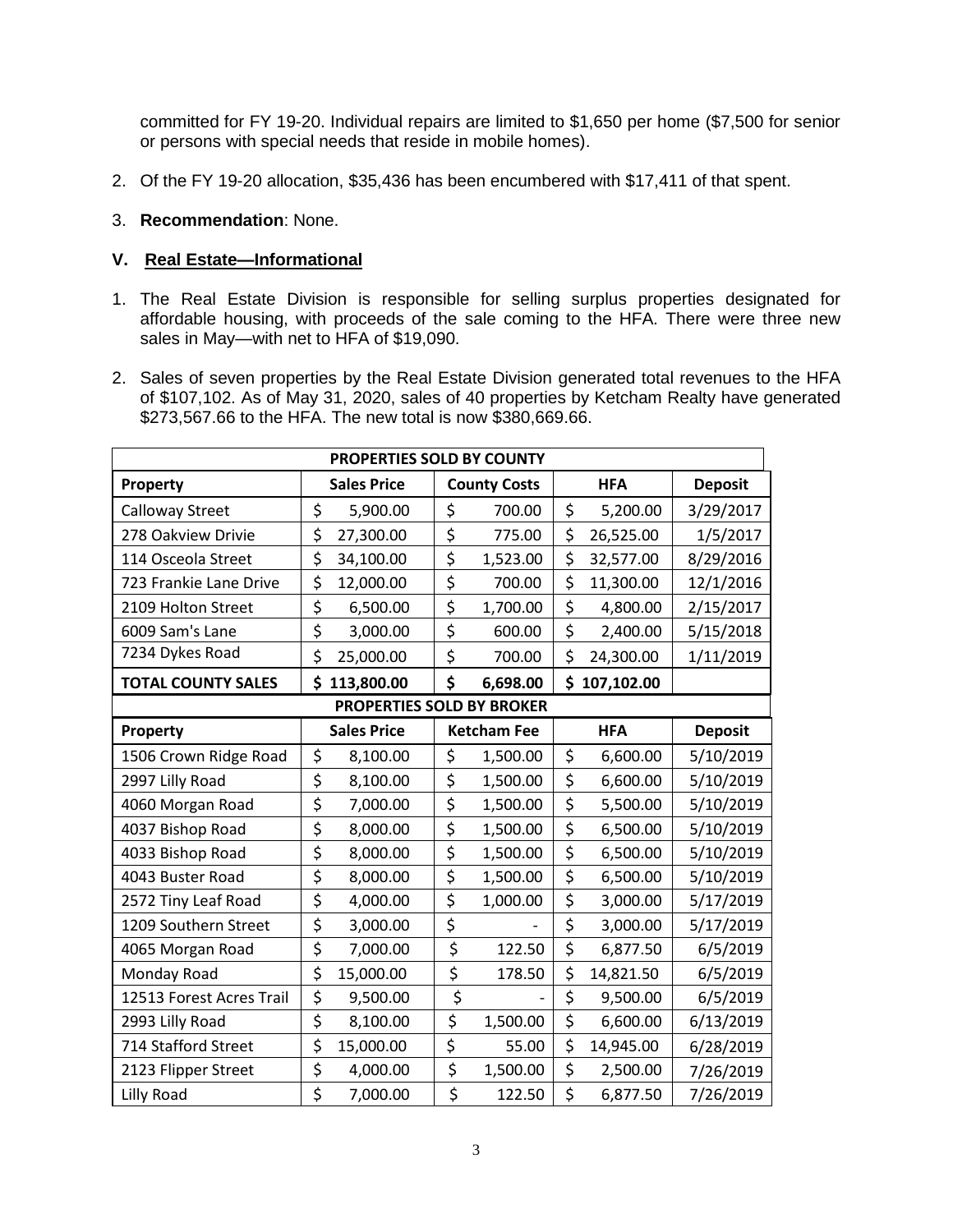committed for FY 19-20. Individual repairs are limited to $1,650 per home ($7,500 for senior or persons with special needs that reside in mobile homes).

2. Of the FY 19-20 allocation, $35,436 has been encumbered with $17,411 of that spent.

3. **Recommendation**: None.

## V. Real Estate—Informational

1. The Real Estate Division is responsible for selling surplus properties designated for affordable housing, with proceeds of the sale coming to the HFA. There were three new sales in May—with net to HFA of $19,090.

2. Sales of seven properties by the Real Estate Division generated total revenues to the HFA of $107,102. As of May 31, 2020, sales of 40 properties by Ketcham Realty have generated $273,567.66 to the HFA. The new total is now $380,669.66.

| **PROPERTIES SOLD BY COUNTY** | | | | |
|---|---|---|---|---|
| **Property** | **Sales Price** | **County Costs** | **HFA** | **Deposit** |
| Calloway Street | $ 5,900.00 | $ 700.00 | $ 5,200.00 | 3/29/2017 |
| 278 Oakview Drivie | $ 27,300.00 | $ 775.00 | $ 26,525.00 | 1/5/2017 |
| 114 Osceola Street | $ 34,100.00 | $ 1,523.00 | $ 32,577.00 | 8/29/2016 |
| 723 Frankie Lane Drive | $ 12,000.00 | $ 700.00 | $ 11,300.00 | 12/1/2016 |
| 2109 Holton Street | $ 6,500.00 | $ 1,700.00 | $ 4,800.00 | 2/15/2017 |
| 6009 Sam's Lane | $ 3,000.00 | $ 600.00 | $ 2,400.00 | 5/15/2018 |
| 7234 Dykes Road | $ 25,000.00 | $ 700.00 | $ 24,300.00 | 1/11/2019 |
| **TOTAL COUNTY SALES** | **$ 113,800.00** | **$ 6,698.00** | **$ 107,102.00** | |
| **PROPERTIES SOLD BY BROKER** | | | | |
| **Property** | **Sales Price** | **Ketcham Fee** | **HFA** | **Deposit** |
| 1506 Crown Ridge Road | $ 8,100.00 | $ 1,500.00 | $ 6,600.00 | 5/10/2019 |
| 2997 Lilly Road | $ 8,100.00 | $ 1,500.00 | $ 6,600.00 | 5/10/2019 |
| 4060 Morgan Road | $ 7,000.00 | $ 1,500.00 | $ 5,500.00 | 5/10/2019 |
| 4037 Bishop Road | $ 8,000.00 | $ 1,500.00 | $ 6,500.00 | 5/10/2019 |
| 4033 Bishop Road | $ 8,000.00 | $ 1,500.00 | $ 6,500.00 | 5/10/2019 |
| 4043 Buster Road | $ 8,000.00 | $ 1,500.00 | $ 6,500.00 | 5/10/2019 |
| 2572 Tiny Leaf Road | $ 4,000.00 | $ 1,000.00 | $ 3,000.00 | 5/17/2019 |
| 1209 Southern Street | $ 3,000.00 | $ - | $ 3,000.00 | 5/17/2019 |
| 4065 Morgan Road | $ 7,000.00 | $ 122.50 | $ 6,877.50 | 6/5/2019 |
| Monday Road | $ 15,000.00 | $ 178.50 | $ 14,821.50 | 6/5/2019 |
| 12513 Forest Acres Trail | $ 9,500.00 | $ - | $ 9,500.00 | 6/5/2019 |
| 2993 Lilly Road | $ 8,100.00 | $ 1,500.00 | $ 6,600.00 | 6/13/2019 |
| 714 Stafford Street | $ 15,000.00 | $ 55.00 | $ 14,945.00 | 6/28/2019 |
| 2123 Flipper Street | $ 4,000.00 | $ 1,500.00 | $ 2,500.00 | 7/26/2019 |
| Lilly Road | $ 7,000.00 | $ 122.50 | $ 6,877.50 | 7/26/2019 |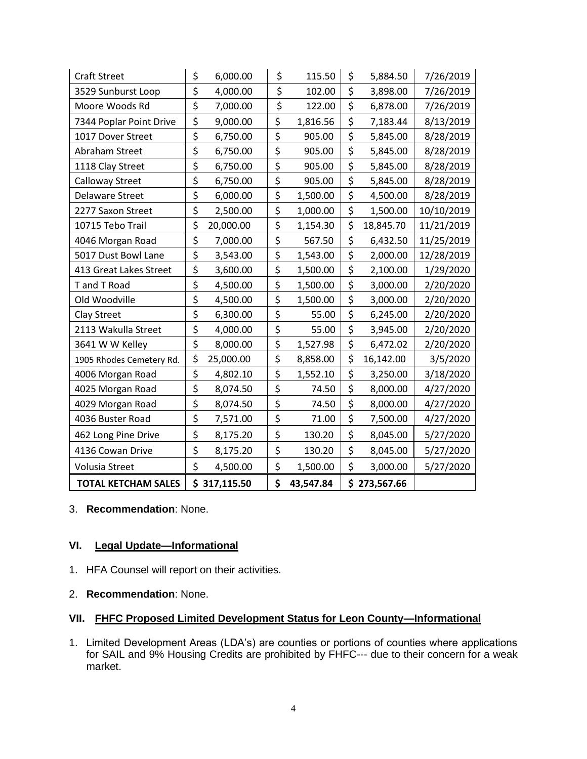| Craft Street | $ 6,000.00 | $ 115.50 | $ 5,884.50 | 7/26/2019 |
|---|---|---|---|---|
| 3529 Sunburst Loop | $ 4,000.00 | $ 102.00 | $ 3,898.00 | 7/26/2019 |
| Moore Woods Rd | $ 7,000.00 | $ 122.00 | $ 6,878.00 | 7/26/2019 |
| 7344 Poplar Point Drive | $ 9,000.00 | $ 1,816.56 | $ 7,183.44 | 8/13/2019 |
| 1017 Dover Street | $ 6,750.00 | $ 905.00 | $ 5,845.00 | 8/28/2019 |
| Abraham Street | $ 6,750.00 | $ 905.00 | $ 5,845.00 | 8/28/2019 |
| 1118 Clay Street | $ 6,750.00 | $ 905.00 | $ 5,845.00 | 8/28/2019 |
| Calloway Street | $ 6,750.00 | $ 905.00 | $ 5,845.00 | 8/28/2019 |
| Delaware Street | $ 6,000.00 | $ 1,500.00 | $ 4,500.00 | 8/28/2019 |
| 2277 Saxon Street | $ 2,500.00 | $ 1,000.00 | $ 1,500.00 | 10/10/2019 |
| 10715 Tebo Trail | $ 20,000.00 | $ 1,154.30 | $ 18,845.70 | 11/21/2019 |
| 4046 Morgan Road | $ 7,000.00 | $ 567.50 | $ 6,432.50 | 11/25/2019 |
| 5017 Dust Bowl Lane | $ 3,543.00 | $ 1,543.00 | $ 2,000.00 | 12/28/2019 |
| 413 Great Lakes Street | $ 3,600.00 | $ 1,500.00 | $ 2,100.00 | 1/29/2020 |
| T and T Road | $ 4,500.00 | $ 1,500.00 | $ 3,000.00 | 2/20/2020 |
| Old Woodville | $ 4,500.00 | $ 1,500.00 | $ 3,000.00 | 2/20/2020 |
| Clay Street | $ 6,300.00 | $ 55.00 | $ 6,245.00 | 2/20/2020 |
| 2113 Wakulla Street | $ 4,000.00 | $ 55.00 | $ 3,945.00 | 2/20/2020 |
| 3641 W W Kelley | $ 8,000.00 | $ 1,527.98 | $ 6,472.02 | 2/20/2020 |
| 1905 Rhodes Cemetery Rd. | $ 25,000.00 | $ 8,858.00 | $ 16,142.00 | 3/5/2020 |
| 4006 Morgan Road | $ 4,802.10 | $ 1,552.10 | $ 3,250.00 | 3/18/2020 |
| 4025 Morgan Road | $ 8,074.50 | $ 74.50 | $ 8,000.00 | 4/27/2020 |
| 4029 Morgan Road | $ 8,074.50 | $ 74.50 | $ 8,000.00 | 4/27/2020 |
| 4036 Buster Road | $ 7,571.00 | $ 71.00 | $ 7,500.00 | 4/27/2020 |
| 462 Long Pine Drive | $ 8,175.20 | $ 130.20 | $ 8,045.00 | 5/27/2020 |
| 4136 Cowan Drive | $ 8,175.20 | $ 130.20 | $ 8,045.00 | 5/27/2020 |
| Volusia Street | $ 4,500.00 | $ 1,500.00 | $ 3,000.00 | 5/27/2020 |
| **TOTAL KETCHAM SALES** | **$ 317,115.50** | **$ 43,547.84** | **$ 273,567.66** | |

3. **Recommendation**: None.

## VI. Legal Update—Informational

1. HFA Counsel will report on their activities.
2. **Recommendation**: None.

## VII. FHFC Proposed Limited Development Status for Leon County—Informational

1. Limited Development Areas (LDA's) are counties or portions of counties where applications for SAIL and 9% Housing Credits are prohibited by FHFC--- due to their concern for a weak market.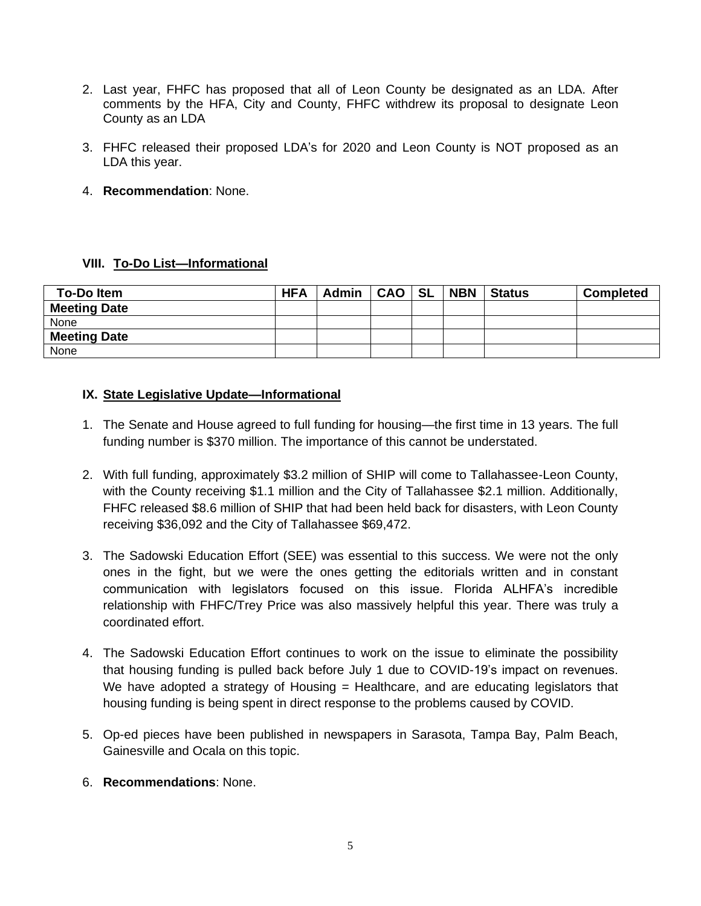2. Last year, FHFC has proposed that all of Leon County be designated as an LDA. After comments by the HFA, City and County, FHFC withdrew its proposal to designate Leon County as an LDA

3. FHFC released their proposed LDA's for 2020 and Leon County is NOT proposed as an LDA this year.

4. **Recommendation**: None.

### VIII. To-Do List—Informational

| To-Do Item | HFA | Admin | CAO | SL | NBN | Status | Completed |
|---|---|---|---|---|---|---|---|
| **Meeting Date** | | | | | | | |
| None | | | | | | | |
| **Meeting Date** | | | | | | | |
| None | | | | | | | |

### IX. State Legislative Update—Informational

1. The Senate and House agreed to full funding for housing—the first time in 13 years. The full funding number is $370 million. The importance of this cannot be understated.

2. With full funding, approximately $3.2 million of SHIP will come to Tallahassee-Leon County, with the County receiving $1.1 million and the City of Tallahassee $2.1 million. Additionally, FHFC released $8.6 million of SHIP that had been held back for disasters, with Leon County receiving $36,092 and the City of Tallahassee $69,472.

3. The Sadowski Education Effort (SEE) was essential to this success. We were not the only ones in the fight, but we were the ones getting the editorials written and in constant communication with legislators focused on this issue. Florida ALHFA's incredible relationship with FHFC/Trey Price was also massively helpful this year. There was truly a coordinated effort.

4. The Sadowski Education Effort continues to work on the issue to eliminate the possibility that housing funding is pulled back before July 1 due to COVID-19's impact on revenues. We have adopted a strategy of Housing = Healthcare, and are educating legislators that housing funding is being spent in direct response to the problems caused by COVID.

5. Op-ed pieces have been published in newspapers in Sarasota, Tampa Bay, Palm Beach, Gainesville and Ocala on this topic.

6. **Recommendations**: None.